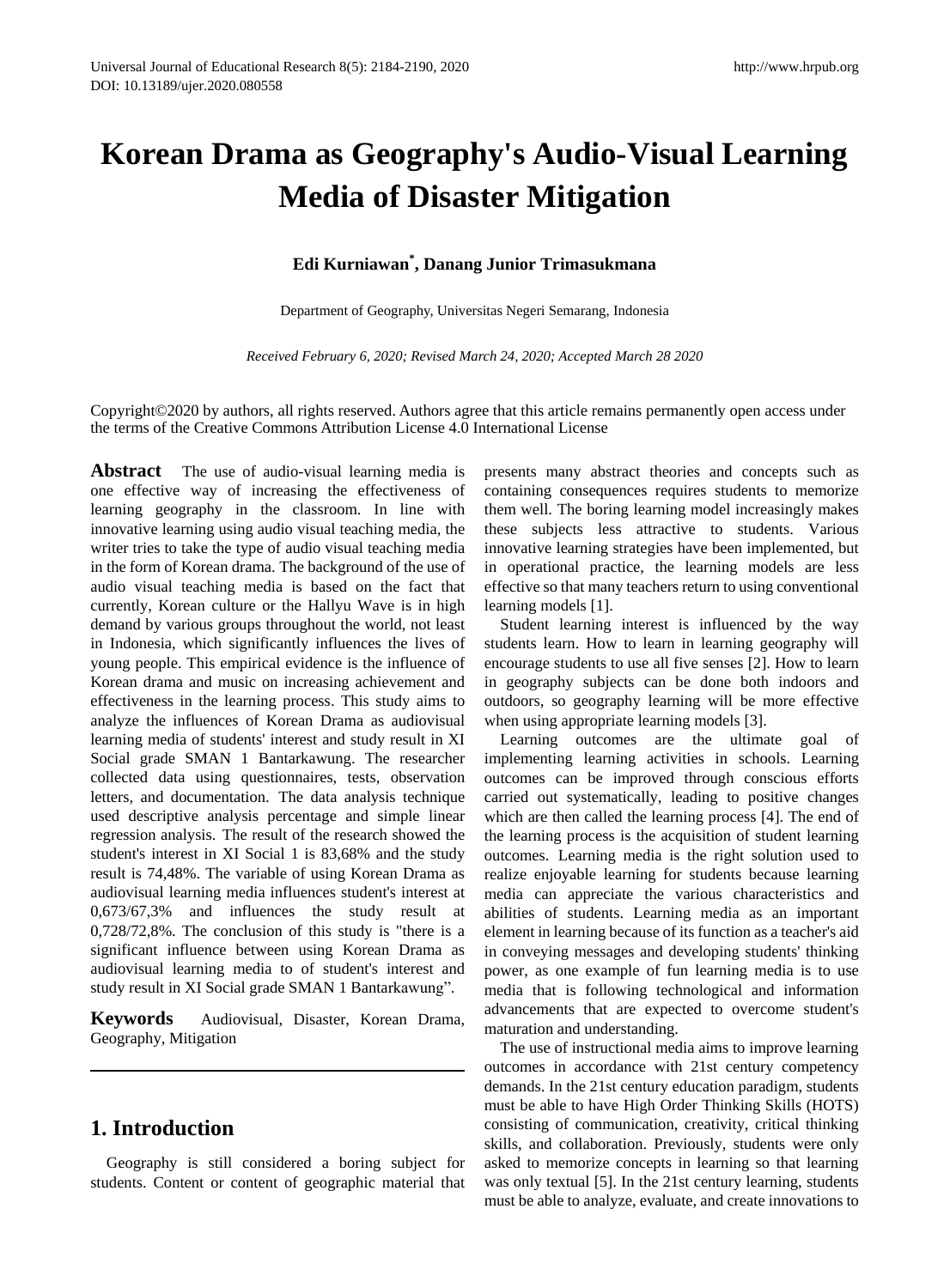# Korean Drama as Geography's Audio-Visual Learning Media of Disaster Mitigation

**Edi Kurniawan*, Danang Junior Trimasukmana**

Department of Geography, Universitas Negeri Semarang, Indonesia

*Received February 6, 2020; Revised March 24, 2020; Accepted March 28 2020*

Copyright©2020 by authors, all rights reserved. Authors agree that this article remains permanently open access under the terms of the Creative Commons Attribution License 4.0 International License

**Abstract** The use of audio-visual learning media is one effective way of increasing the effectiveness of learning geography in the classroom. In line with innovative learning using audio visual teaching media, the writer tries to take the type of audio visual teaching media in the form of Korean drama. The background of the use of audio visual teaching media is based on the fact that currently, Korean culture or the Hallyu Wave is in high demand by various groups throughout the world, not least in Indonesia, which significantly influences the lives of young people. This empirical evidence is the influence of Korean drama and music on increasing achievement and effectiveness in the learning process. This study aims to analyze the influences of Korean Drama as audiovisual learning media of students' interest and study result in XI Social grade SMAN 1 Bantarkawung. The researcher collected data using questionnaires, tests, observation letters, and documentation. The data analysis technique used descriptive analysis percentage and simple linear regression analysis. The result of the research showed the student's interest in XI Social 1 is 83,68% and the study result is 74,48%. The variable of using Korean Drama as audiovisual learning media influences student's interest at 0,673/67,3% and influences the study result at 0,728/72,8%. The conclusion of this study is "there is a significant influence between using Korean Drama as audiovisual learning media to of student's interest and study result in XI Social grade SMAN 1 Bantarkawung".

**Keywords** Audiovisual, Disaster, Korean Drama, Geography, Mitigation

## 1. Introduction

Geography is still considered a boring subject for students. Content or content of geographic material that presents many abstract theories and concepts such as containing consequences requires students to memorize them well. The boring learning model increasingly makes these subjects less attractive to students. Various innovative learning strategies have been implemented, but in operational practice, the learning models are less effective so that many teachers return to using conventional learning models [1].

Student learning interest is influenced by the way students learn. How to learn in learning geography will encourage students to use all five senses [2]. How to learn in geography subjects can be done both indoors and outdoors, so geography learning will be more effective when using appropriate learning models [3].

Learning outcomes are the ultimate goal of implementing learning activities in schools. Learning outcomes can be improved through conscious efforts carried out systematically, leading to positive changes which are then called the learning process [4]. The end of the learning process is the acquisition of student learning outcomes. Learning media is the right solution used to realize enjoyable learning for students because learning media can appreciate the various characteristics and abilities of students. Learning media as an important element in learning because of its function as a teacher's aid in conveying messages and developing students' thinking power, as one example of fun learning media is to use media that is following technological and information advancements that are expected to overcome student's maturation and understanding.

The use of instructional media aims to improve learning outcomes in accordance with 21st century competency demands. In the 21st century education paradigm, students must be able to have High Order Thinking Skills (HOTS) consisting of communication, creativity, critical thinking skills, and collaboration. Previously, students were only asked to memorize concepts in learning so that learning was only textual [5]. In the 21st century learning, students must be able to analyze, evaluate, and create innovations to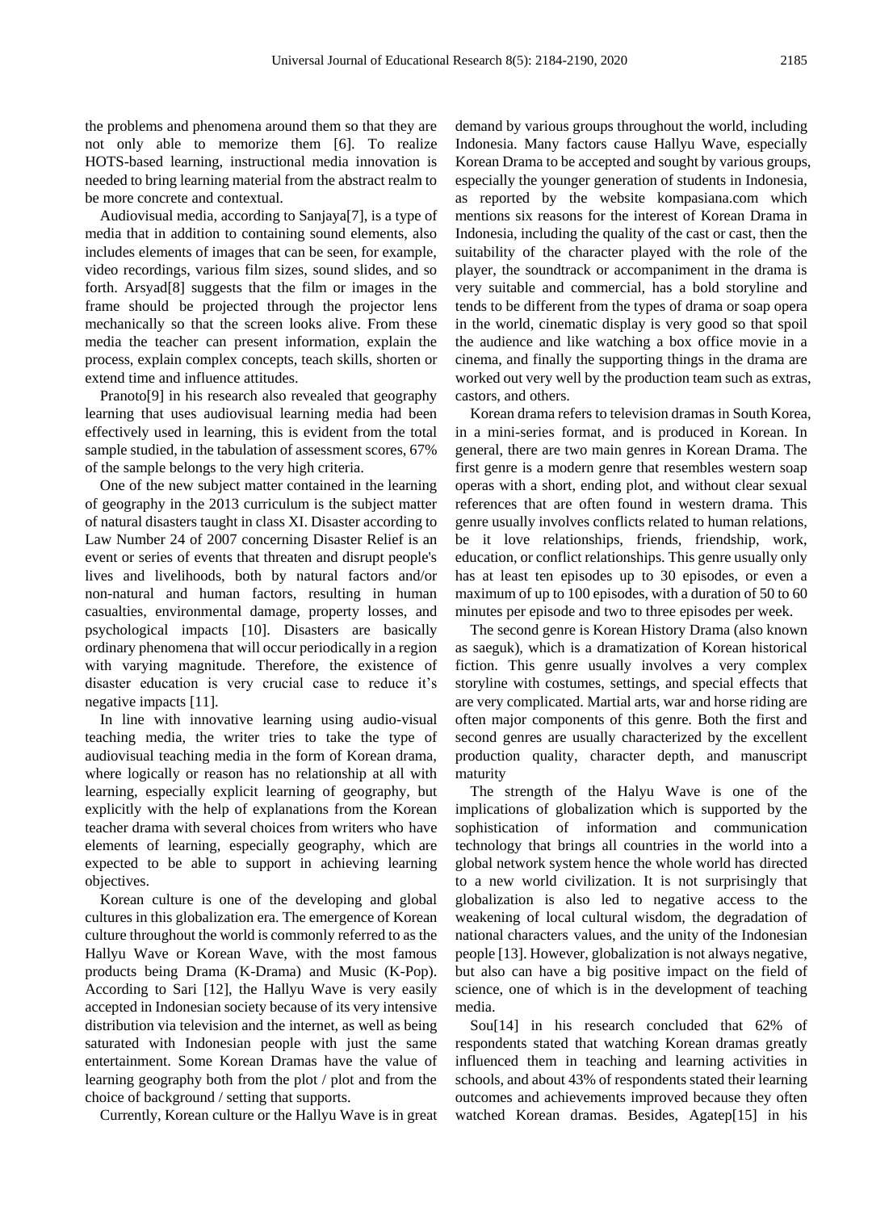the problems and phenomena around them so that they are not only able to memorize them [6]. To realize HOTS-based learning, instructional media innovation is needed to bring learning material from the abstract realm to be more concrete and contextual.

Audiovisual media, according to Sanjaya[7], is a type of media that in addition to containing sound elements, also includes elements of images that can be seen, for example, video recordings, various film sizes, sound slides, and so forth. Arsyad[8] suggests that the film or images in the frame should be projected through the projector lens mechanically so that the screen looks alive. From these media the teacher can present information, explain the process, explain complex concepts, teach skills, shorten or extend time and influence attitudes.

Pranoto[9] in his research also revealed that geography learning that uses audiovisual learning media had been effectively used in learning, this is evident from the total sample studied, in the tabulation of assessment scores, 67% of the sample belongs to the very high criteria.

One of the new subject matter contained in the learning of geography in the 2013 curriculum is the subject matter of natural disasters taught in class XI. Disaster according to Law Number 24 of 2007 concerning Disaster Relief is an event or series of events that threaten and disrupt people's lives and livelihoods, both by natural factors and/or non-natural and human factors, resulting in human casualties, environmental damage, property losses, and psychological impacts [10]. Disasters are basically ordinary phenomena that will occur periodically in a region with varying magnitude. Therefore, the existence of disaster education is very crucial case to reduce it's negative impacts [11].

In line with innovative learning using audio-visual teaching media, the writer tries to take the type of audiovisual teaching media in the form of Korean drama, where logically or reason has no relationship at all with learning, especially explicit learning of geography, but explicitly with the help of explanations from the Korean teacher drama with several choices from writers who have elements of learning, especially geography, which are expected to be able to support in achieving learning objectives.

Korean culture is one of the developing and global cultures in this globalization era. The emergence of Korean culture throughout the world is commonly referred to as the Hallyu Wave or Korean Wave, with the most famous products being Drama (K-Drama) and Music (K-Pop). According to Sari [12], the Hallyu Wave is very easily accepted in Indonesian society because of its very intensive distribution via television and the internet, as well as being saturated with Indonesian people with just the same entertainment. Some Korean Dramas have the value of learning geography both from the plot / plot and from the choice of background / setting that supports.

Currently, Korean culture or the Hallyu Wave is in great demand by various groups throughout the world, including Indonesia. Many factors cause Hallyu Wave, especially Korean Drama to be accepted and sought by various groups, especially the younger generation of students in Indonesia, as reported by the website kompasiana.com which mentions six reasons for the interest of Korean Drama in Indonesia, including the quality of the cast or cast, then the suitability of the character played with the role of the player, the soundtrack or accompaniment in the drama is very suitable and commercial, has a bold storyline and tends to be different from the types of drama or soap opera in the world, cinematic display is very good so that spoil the audience and like watching a box office movie in a cinema, and finally the supporting things in the drama are worked out very well by the production team such as extras, castors, and others.

Korean drama refers to television dramas in South Korea, in a mini-series format, and is produced in Korean. In general, there are two main genres in Korean Drama. The first genre is a modern genre that resembles western soap operas with a short, ending plot, and without clear sexual references that are often found in western drama. This genre usually involves conflicts related to human relations, be it love relationships, friends, friendship, work, education, or conflict relationships. This genre usually only has at least ten episodes up to 30 episodes, or even a maximum of up to 100 episodes, with a duration of 50 to 60 minutes per episode and two to three episodes per week.

The second genre is Korean History Drama (also known as saeguk), which is a dramatization of Korean historical fiction. This genre usually involves a very complex storyline with costumes, settings, and special effects that are very complicated. Martial arts, war and horse riding are often major components of this genre. Both the first and second genres are usually characterized by the excellent production quality, character depth, and manuscript maturity

The strength of the Halyu Wave is one of the implications of globalization which is supported by the sophistication of information and communication technology that brings all countries in the world into a global network system hence the whole world has directed to a new world civilization. It is not surprisingly that globalization is also led to negative access to the weakening of local cultural wisdom, the degradation of national characters values, and the unity of the Indonesian people [13]. However, globalization is not always negative, but also can have a big positive impact on the field of science, one of which is in the development of teaching media.

Sou[14] in his research concluded that 62% of respondents stated that watching Korean dramas greatly influenced them in teaching and learning activities in schools, and about 43% of respondents stated their learning outcomes and achievements improved because they often watched Korean dramas. Besides, Agatep[15] in his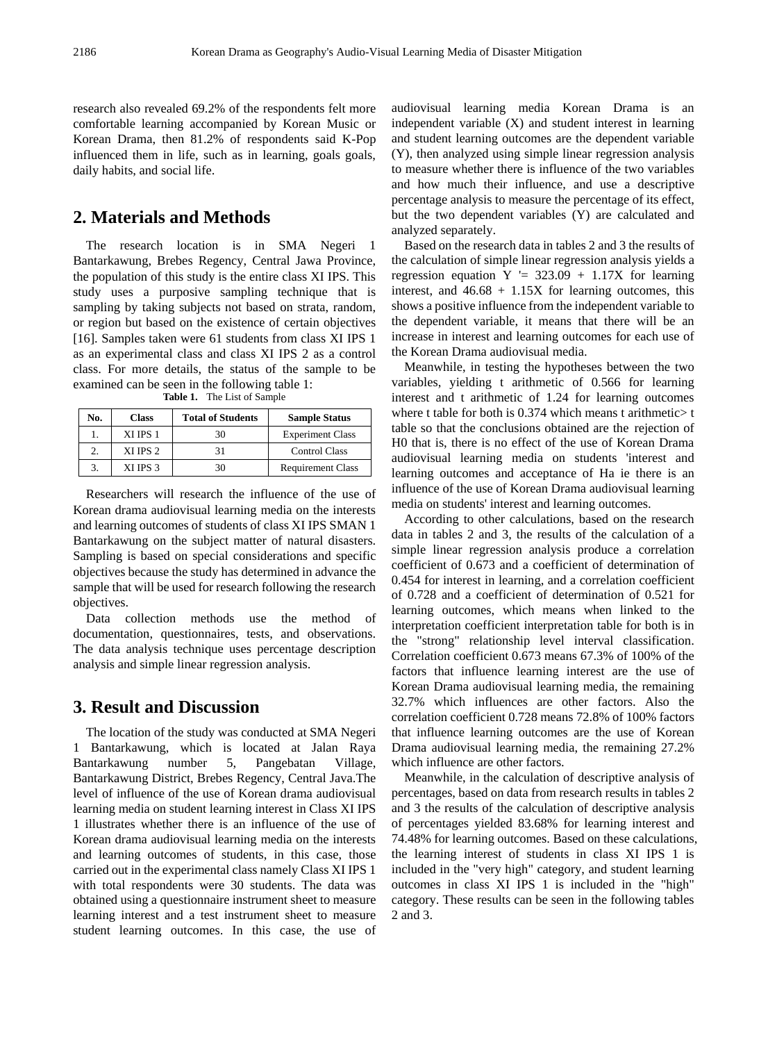research also revealed 69.2% of the respondents felt more comfortable learning accompanied by Korean Music or Korean Drama, then 81.2% of respondents said K-Pop influenced them in life, such as in learning, goals goals, daily habits, and social life.

## 2. Materials and Methods

The research location is in SMA Negeri 1 Bantarkawung, Brebes Regency, Central Jawa Province, the population of this study is the entire class XI IPS. This study uses a purposive sampling technique that is sampling by taking subjects not based on strata, random, or region but based on the existence of certain objectives [16]. Samples taken were 61 students from class XI IPS 1 as an experimental class and class XI IPS 2 as a control class. For more details, the status of the sample to be examined can be seen in the following table 1:

**Table 1.** The List of Sample

| No. | Class | Total of Students | Sample Status |
|---|---|---|---|
| 1. | XI IPS 1 | 30 | Experiment Class |
| 2. | XI IPS 2 | 31 | Control Class |
| 3. | XI IPS 3 | 30 | Requirement Class |

Researchers will research the influence of the use of Korean drama audiovisual learning media on the interests and learning outcomes of students of class XI IPS SMAN 1 Bantarkawung on the subject matter of natural disasters. Sampling is based on special considerations and specific objectives because the study has determined in advance the sample that will be used for research following the research objectives.

Data collection methods use the method of documentation, questionnaires, tests, and observations. The data analysis technique uses percentage description analysis and simple linear regression analysis.

## 3. Result and Discussion

The location of the study was conducted at SMA Negeri 1 Bantarkawung, which is located at Jalan Raya Bantarkawung number 5, Pangebatan Village, Bantarkawung District, Brebes Regency, Central Java.The level of influence of the use of Korean drama audiovisual learning media on student learning interest in Class XI IPS 1 illustrates whether there is an influence of the use of Korean drama audiovisual learning media on the interests and learning outcomes of students, in this case, those carried out in the experimental class namely Class XI IPS 1 with total respondents were 30 students. The data was obtained using a questionnaire instrument sheet to measure learning interest and a test instrument sheet to measure student learning outcomes. In this case, the use of audiovisual learning media Korean Drama is an independent variable (X) and student interest in learning and student learning outcomes are the dependent variable (Y), then analyzed using simple linear regression analysis to measure whether there is influence of the two variables and how much their influence, and use a descriptive percentage analysis to measure the percentage of its effect, but the two dependent variables (Y) are calculated and analyzed separately.

Based on the research data in tables 2 and 3 the results of the calculation of simple linear regression analysis yields a regression equation $Y' = 323.09 + 1.17X$ for learning interest, and $46.68 + 1.15X$ for learning outcomes, this shows a positive influence from the independent variable to the dependent variable, it means that there will be an increase in interest and learning outcomes for each use of the Korean Drama audiovisual media.

Meanwhile, in testing the hypotheses between the two variables, yielding t arithmetic of 0.566 for learning interest and t arithmetic of 1.24 for learning outcomes where t table for both is 0.374 which means t arithmetic> t table so that the conclusions obtained are the rejection of H0 that is, there is no effect of the use of Korean Drama audiovisual learning media on students 'interest and learning outcomes and acceptance of Ha ie there is an influence of the use of Korean Drama audiovisual learning media on students' interest and learning outcomes.

According to other calculations, based on the research data in tables 2 and 3, the results of the calculation of a simple linear regression analysis produce a correlation coefficient of 0.673 and a coefficient of determination of 0.454 for interest in learning, and a correlation coefficient of 0.728 and a coefficient of determination of 0.521 for learning outcomes, which means when linked to the interpretation coefficient interpretation table for both is in the "strong" relationship level interval classification. Correlation coefficient 0.673 means 67.3% of 100% of the factors that influence learning interest are the use of Korean Drama audiovisual learning media, the remaining 32.7% which influences are other factors. Also the correlation coefficient 0.728 means 72.8% of 100% factors that influence learning outcomes are the use of Korean Drama audiovisual learning media, the remaining 27.2% which influence are other factors.

Meanwhile, in the calculation of descriptive analysis of percentages, based on data from research results in tables 2 and 3 the results of the calculation of descriptive analysis of percentages yielded 83.68% for learning interest and 74.48% for learning outcomes. Based on these calculations, the learning interest of students in class XI IPS 1 is included in the "very high" category, and student learning outcomes in class XI IPS 1 is included in the "high" category. These results can be seen in the following tables 2 and 3.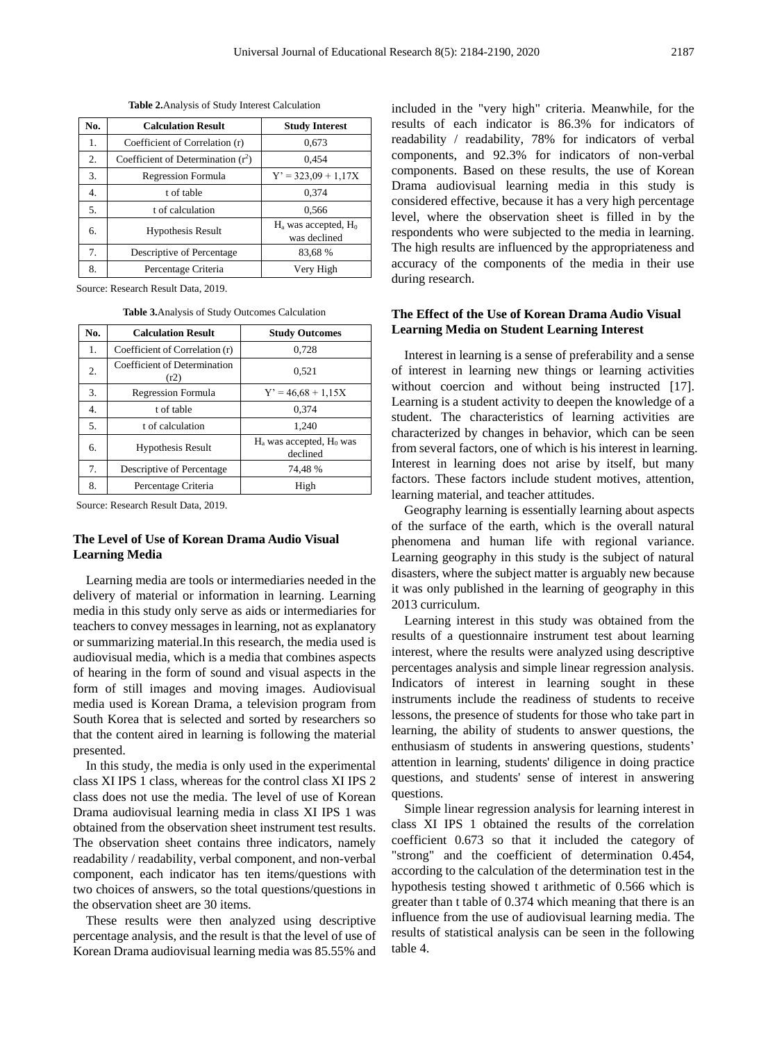**Table 2.** Analysis of Study Interest Calculation

| No. | Calculation Result | Study Interest |
|---|---|---|
| 1. | Coefficient of Correlation (r) | 0,673 |
| 2. | Coefficient of Determination ($r^2$) | 0,454 |
| 3. | Regression Formula | Y' = 323,09 + 1,17X |
| 4. | t of table | 0,374 |
| 5. | t of calculation | 0,566 |
| 6. | Hypothesis Result | $H_a$ was accepted, $H_0$ was declined |
| 7. | Descriptive of Percentage | 83,68 % |
| 8. | Percentage Criteria | Very High |

Source: Research Result Data, 2019.

**Table 3.** Analysis of Study Outcomes Calculation

| No. | Calculation Result | Study Outcomes |
|---|---|---|
| 1. | Coefficient of Correlation (r) | 0,728 |
| 2. | Coefficient of Determination (r2) | 0,521 |
| 3. | Regression Formula | Y' = 46,68 + 1,15X |
| 4. | t of table | 0,374 |
| 5. | t of calculation | 1,240 |
| 6. | Hypothesis Result | $H_a$ was accepted, $H_0$ was declined |
| 7. | Descriptive of Percentage | 74,48 % |
| 8. | Percentage Criteria | High |

Source: Research Result Data, 2019.

### The Level of Use of Korean Drama Audio Visual Learning Media

Learning media are tools or intermediaries needed in the delivery of material or information in learning. Learning media in this study only serve as aids or intermediaries for teachers to convey messages in learning, not as explanatory or summarizing material.In this research, the media used is audiovisual media, which is a media that combines aspects of hearing in the form of sound and visual aspects in the form of still images and moving images. Audiovisual media used is Korean Drama, a television program from South Korea that is selected and sorted by researchers so that the content aired in learning is following the material presented.

In this study, the media is only used in the experimental class XI IPS 1 class, whereas for the control class XI IPS 2 class does not use the media. The level of use of Korean Drama audiovisual learning media in class XI IPS 1 was obtained from the observation sheet instrument test results. The observation sheet contains three indicators, namely readability / readability, verbal component, and non-verbal component, each indicator has ten items/questions with two choices of answers, so the total questions/questions in the observation sheet are 30 items.

These results were then analyzed using descriptive percentage analysis, and the result is that the level of use of Korean Drama audiovisual learning media was 85.55% and included in the "very high" criteria. Meanwhile, for the results of each indicator is 86.3% for indicators of readability / readability, 78% for indicators of verbal components, and 92.3% for indicators of non-verbal components. Based on these results, the use of Korean Drama audiovisual learning media in this study is considered effective, because it has a very high percentage level, where the observation sheet is filled in by the respondents who were subjected to the media in learning. The high results are influenced by the appropriateness and accuracy of the components of the media in their use during research.

### The Effect of the Use of Korean Drama Audio Visual Learning Media on Student Learning Interest

Interest in learning is a sense of preferability and a sense of interest in learning new things or learning activities without coercion and without being instructed [17]. Learning is a student activity to deepen the knowledge of a student. The characteristics of learning activities are characterized by changes in behavior, which can be seen from several factors, one of which is his interest in learning. Interest in learning does not arise by itself, but many factors. These factors include student motives, attention, learning material, and teacher attitudes.

Geography learning is essentially learning about aspects of the surface of the earth, which is the overall natural phenomena and human life with regional variance. Learning geography in this study is the subject of natural disasters, where the subject matter is arguably new because it was only published in the learning of geography in this 2013 curriculum.

Learning interest in this study was obtained from the results of a questionnaire instrument test about learning interest, where the results were analyzed using descriptive percentages analysis and simple linear regression analysis. Indicators of interest in learning sought in these instruments include the readiness of students to receive lessons, the presence of students for those who take part in learning, the ability of students to answer questions, the enthusiasm of students in answering questions, students' attention in learning, students' diligence in doing practice questions, and students' sense of interest in answering questions.

Simple linear regression analysis for learning interest in class XI IPS 1 obtained the results of the correlation coefficient 0.673 so that it included the category of "strong" and the coefficient of determination 0.454, according to the calculation of the determination test in the hypothesis testing showed t arithmetic of 0.566 which is greater than t table of 0.374 which meaning that there is an influence from the use of audiovisual learning media. The results of statistical analysis can be seen in the following table 4.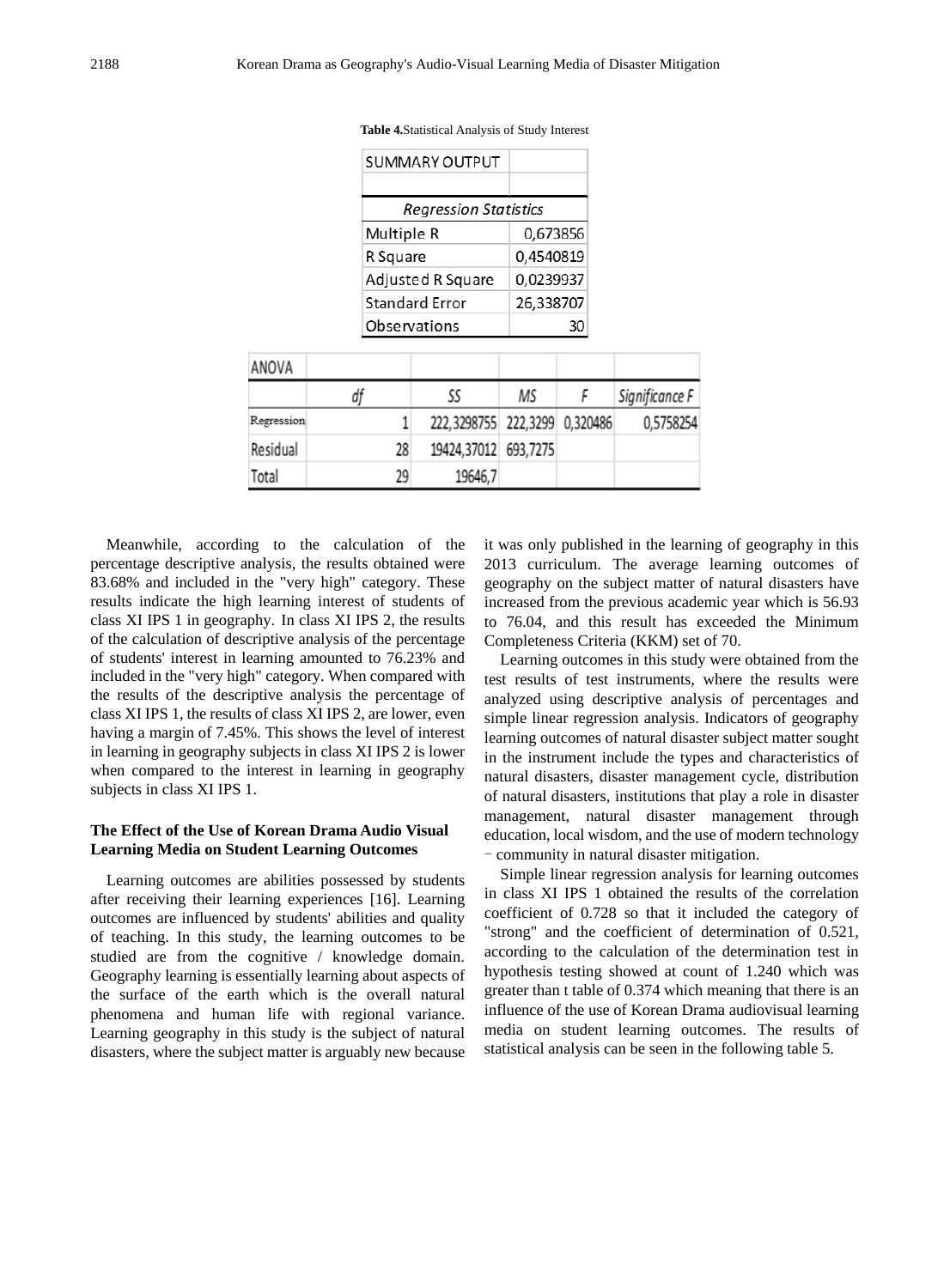**Table 4.** Statistical Analysis of Study Interest

| SUMMARY OUTPUT | |
|---|---|
| | |
| *Regression Statistics* | |
| Multiple R | 0,673856 |
| R Square | 0,4540819 |
| Adjusted R Square | 0,0239937 |
| Standard Error | 26,338707 |
| Observations | 30 |

| ANOVA | | | | | |
|---|---|---|---|---|---|
| | *df* | *SS* | *MS* | *F* | *Significance F* |
| Regression | 1 | 222,3298755 | 222,3299 | 0,320486 | 0,5758254 |
| Residual | 28 | 19424,37012 | 693,7275 | | |
| Total | 29 | 19646,7 | | | |

Meanwhile, according to the calculation of the percentage descriptive analysis, the results obtained were 83.68% and included in the "very high" category. These results indicate the high learning interest of students of class XI IPS 1 in geography. In class XI IPS 2, the results of the calculation of descriptive analysis of the percentage of students' interest in learning amounted to 76.23% and included in the "very high" category. When compared with the results of the descriptive analysis the percentage of class XI IPS 1, the results of class XI IPS 2, are lower, even having a margin of 7.45%. This shows the level of interest in learning in geography subjects in class XI IPS 2 is lower when compared to the interest in learning in geography subjects in class XI IPS 1.

### The Effect of the Use of Korean Drama Audio Visual Learning Media on Student Learning Outcomes

Learning outcomes are abilities possessed by students after receiving their learning experiences [16]. Learning outcomes are influenced by students' abilities and quality of teaching. In this study, the learning outcomes to be studied are from the cognitive / knowledge domain. Geography learning is essentially learning about aspects of the surface of the earth which is the overall natural phenomena and human life with regional variance. Learning geography in this study is the subject of natural disasters, where the subject matter is arguably new because it was only published in the learning of geography in this 2013 curriculum. The average learning outcomes of geography on the subject matter of natural disasters have increased from the previous academic year which is 56.93 to 76.04, and this result has exceeded the Minimum Completeness Criteria (KKM) set of 70.

Learning outcomes in this study were obtained from the test results of test instruments, where the results were analyzed using descriptive analysis of percentages and simple linear regression analysis. Indicators of geography learning outcomes of natural disaster subject matter sought in the instrument include the types and characteristics of natural disasters, disaster management cycle, distribution of natural disasters, institutions that play a role in disaster management, natural disaster management through education, local wisdom, and the use of modern technology − community in natural disaster mitigation.

Simple linear regression analysis for learning outcomes in class XI IPS 1 obtained the results of the correlation coefficient of 0.728 so that it included the category of "strong" and the coefficient of determination of 0.521, according to the calculation of the determination test in hypothesis testing showed at count of 1.240 which was greater than t table of 0.374 which meaning that there is an influence of the use of Korean Drama audiovisual learning media on student learning outcomes. The results of statistical analysis can be seen in the following table 5.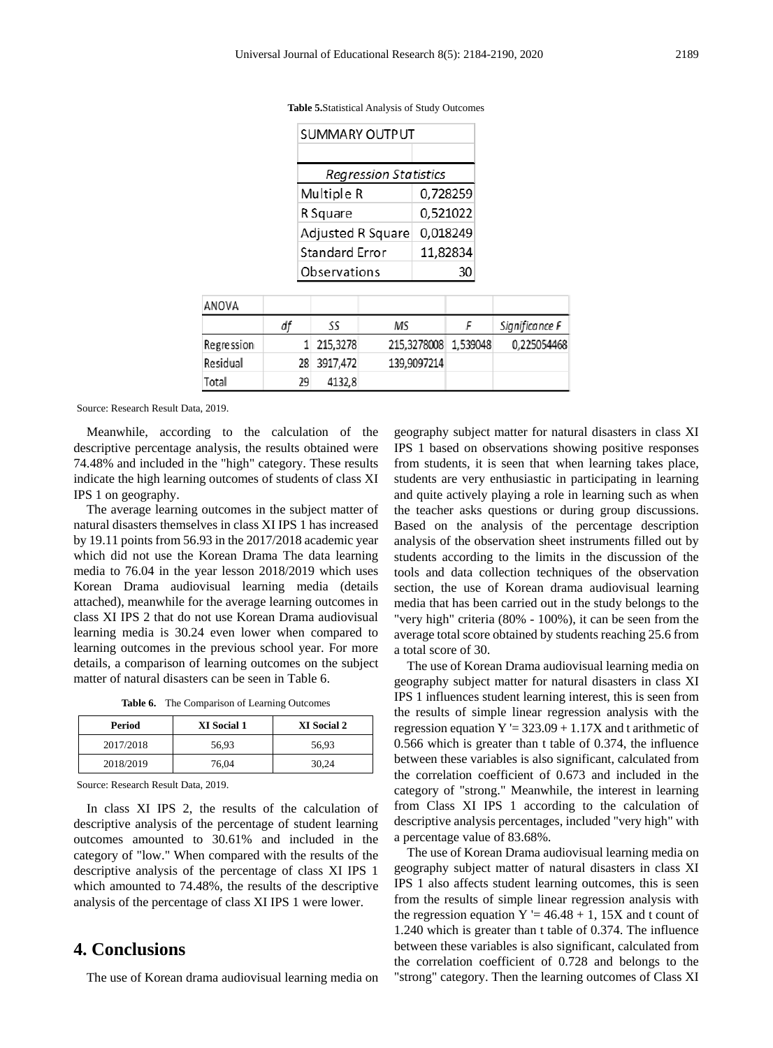**Table 5.** Statistical Analysis of Study Outcomes

| SUMMARY OUTPUT | |
|---|---|
| | |
| *Regression Statistics* | |
| Multiple R | 0,728259 |
| R Square | 0,521022 |
| Adjusted R Square | 0,018249 |
| Standard Error | 11,82834 |
| Observations | 30 |

| ANOVA | | | | | |
|---|---|---|---|---|---|
| | *df* | *SS* | *MS* | *F* | *Significance F* |
| Regression | 1 | 215,3278 | 215,3278008 | 1,539048 | 0,225054468 |
| Residual | 28 | 3917,472 | 139,9097214 | | |
| Total | 29 | 4132,8 | | | |

Source: Research Result Data, 2019.

Meanwhile, according to the calculation of the descriptive percentage analysis, the results obtained were 74.48% and included in the "high" category. These results indicate the high learning outcomes of students of class XI IPS 1 on geography.

The average learning outcomes in the subject matter of natural disasters themselves in class XI IPS 1 has increased by 19.11 points from 56.93 in the 2017/2018 academic year which did not use the Korean Drama The data learning media to 76.04 in the year lesson 2018/2019 which uses Korean Drama audiovisual learning media (details attached), meanwhile for the average learning outcomes in class XI IPS 2 that do not use Korean Drama audiovisual learning media is 30.24 even lower when compared to learning outcomes in the previous school year. For more details, a comparison of learning outcomes on the subject matter of natural disasters can be seen in Table 6.

**Table 6.** The Comparison of Learning Outcomes

| Period | XI Social 1 | XI Social 2 |
|---|---|---|
| 2017/2018 | 56,93 | 56,93 |
| 2018/2019 | 76,04 | 30,24 |

Source: Research Result Data, 2019.

In class XI IPS 2, the results of the calculation of descriptive analysis of the percentage of student learning outcomes amounted to 30.61% and included in the category of "low." When compared with the results of the descriptive analysis of the percentage of class XI IPS 1 which amounted to 74.48%, the results of the descriptive analysis of the percentage of class XI IPS 1 were lower.

# 4. Conclusions

The use of Korean drama audiovisual learning media on geography subject matter for natural disasters in class XI IPS 1 based on observations showing positive responses from students, it is seen that when learning takes place, students are very enthusiastic in participating in learning and quite actively playing a role in learning such as when the teacher asks questions or during group discussions. Based on the analysis of the percentage description analysis of the observation sheet instruments filled out by students according to the limits in the discussion of the tools and data collection techniques of the observation section, the use of Korean drama audiovisual learning media that has been carried out in the study belongs to the "very high" criteria (80% - 100%), it can be seen from the average total score obtained by students reaching 25.6 from a total score of 30.

The use of Korean Drama audiovisual learning media on geography subject matter for natural disasters in class XI IPS 1 influences student learning interest, this is seen from the results of simple linear regression analysis with the regression equation Y '= 323.09 + 1.17X and t arithmetic of 0.566 which is greater than t table of 0.374, the influence between these variables is also significant, calculated from the correlation coefficient of 0.673 and included in the category of "strong." Meanwhile, the interest in learning from Class XI IPS 1 according to the calculation of descriptive analysis percentages, included "very high" with a percentage value of 83.68%.

The use of Korean Drama audiovisual learning media on geography subject matter of natural disasters in class XI IPS 1 also affects student learning outcomes, this is seen from the results of simple linear regression analysis with the regression equation Y '= 46.48 + 1, 15X and t count of 1.240 which is greater than t table of 0.374. The influence between these variables is also significant, calculated from the correlation coefficient of 0.728 and belongs to the "strong" category. Then the learning outcomes of Class XI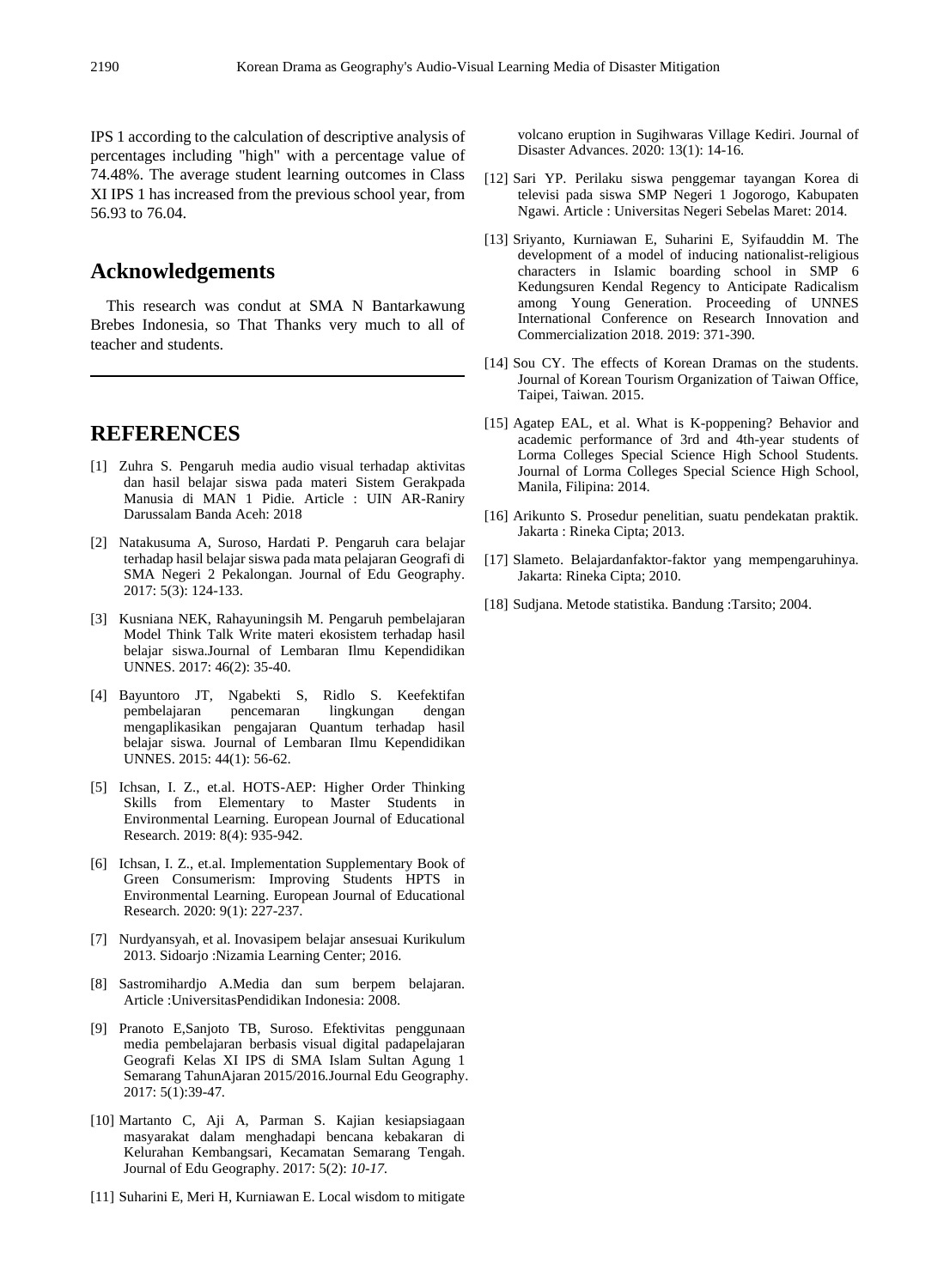IPS 1 according to the calculation of descriptive analysis of percentages including "high" with a percentage value of 74.48%. The average student learning outcomes in Class XI IPS 1 has increased from the previous school year, from 56.93 to 76.04.

## Acknowledgements

This research was condut at SMA N Bantarkawung Brebes Indonesia, so That Thanks very much to all of teacher and students.

## REFERENCES

[1] Zuhra S. Pengaruh media audio visual terhadap aktivitas dan hasil belajar siswa pada materi Sistem Gerakpada Manusia di MAN 1 Pidie. Article : UIN AR-Raniry Darussalam Banda Aceh: 2018

[2] Natakusuma A, Suroso, Hardati P. Pengaruh cara belajar terhadap hasil belajar siswa pada mata pelajaran Geografi di SMA Negeri 2 Pekalongan. Journal of Edu Geography. 2017: 5(3): 124-133.

[3] Kusniana NEK, Rahayuningsih M. Pengaruh pembelajaran Model Think Talk Write materi ekosistem terhadap hasil belajar siswa.Journal of Lembaran Ilmu Kependidikan UNNES. 2017: 46(2): 35-40.

[4] Bayuntoro JT, Ngabekti S, Ridlo S. Keefektifan pembelajaran pencemaran lingkungan dengan mengaplikasikan pengajaran Quantum terhadap hasil belajar siswa. Journal of Lembaran Ilmu Kependidikan UNNES. 2015: 44(1): 56-62.

[5] Ichsan, I. Z., et.al. HOTS-AEP: Higher Order Thinking Skills from Elementary to Master Students in Environmental Learning. European Journal of Educational Research. 2019: 8(4): 935-942.

[6] Ichsan, I. Z., et.al. Implementation Supplementary Book of Green Consumerism: Improving Students HPTS in Environmental Learning. European Journal of Educational Research. 2020: 9(1): 227-237.

[7] Nurdyansyah, et al. Inovasipem belajar ansesuai Kurikulum 2013. Sidoarjo :Nizamia Learning Center; 2016.

[8] Sastromihardjo A.Media dan sum berpem belajaran. Article :UniversitasPendidikan Indonesia: 2008.

[9] Pranoto E,Sanjoto TB, Suroso. Efektivitas penggunaan media pembelajaran berbasis visual digital padapelajaran Geografi Kelas XI IPS di SMA Islam Sultan Agung 1 Semarang TahunAjaran 2015/2016.Journal Edu Geography. 2017: 5(1):39-47.

[10] Martanto C, Aji A, Parman S. Kajian kesiapsiagaan masyarakat dalam menghadapi bencana kebakaran di Kelurahan Kembangsari, Kecamatan Semarang Tengah. Journal of Edu Geography. 2017: 5(2): *10-17.*

[11] Suharini E, Meri H, Kurniawan E. Local wisdom to mitigate volcano eruption in Sugihwaras Village Kediri. Journal of Disaster Advances. 2020: 13(1): 14-16.

[12] Sari YP. Perilaku siswa penggemar tayangan Korea di televisi pada siswa SMP Negeri 1 Jogorogo, Kabupaten Ngawi. Article : Universitas Negeri Sebelas Maret: 2014.

[13] Sriyanto, Kurniawan E, Suharini E, Syifauddin M. The development of a model of inducing nationalist-religious characters in Islamic boarding school in SMP 6 Kedungsuren Kendal Regency to Anticipate Radicalism among Young Generation. Proceeding of UNNES International Conference on Research Innovation and Commercialization 2018. 2019: 371-390.

[14] Sou CY. The effects of Korean Dramas on the students. Journal of Korean Tourism Organization of Taiwan Office, Taipei, Taiwan. 2015.

[15] Agatep EAL, et al. What is K-poppening? Behavior and academic performance of 3rd and 4th-year students of Lorma Colleges Special Science High School Students. Journal of Lorma Colleges Special Science High School, Manila, Filipina: 2014.

[16] Arikunto S. Prosedur penelitian, suatu pendekatan praktik. Jakarta : Rineka Cipta; 2013.

[17] Slameto. Belajardanfaktor-faktor yang mempengaruhinya. Jakarta: Rineka Cipta; 2010.

[18] Sudjana. Metode statistika. Bandung :Tarsito; 2004.